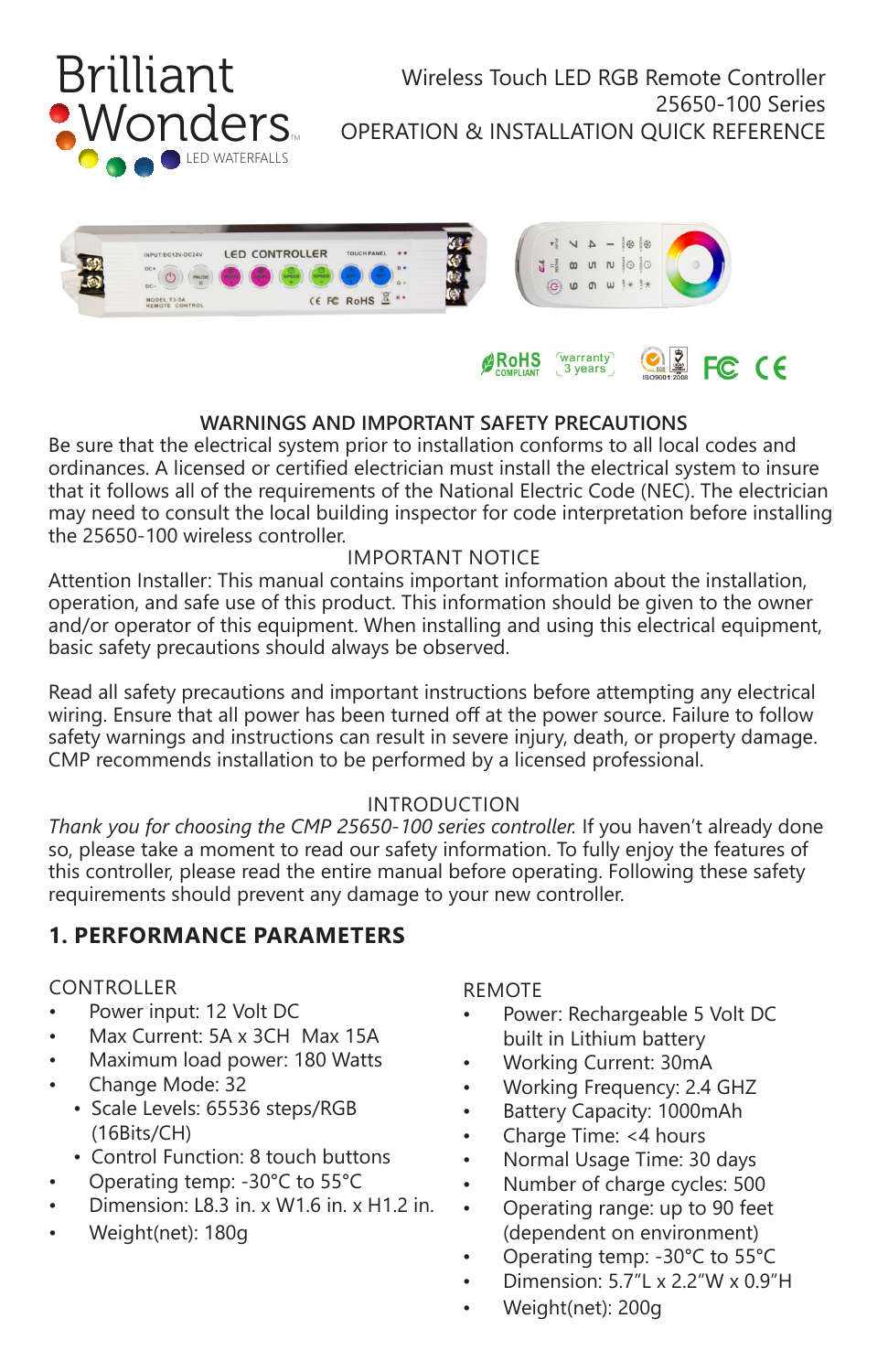# Brilliant Wonders

LED WATERFALLS

Wireless Touch LED RGB Remote Controller
25650-100 Series
OPERATION & INSTALLATION QUICK REFERENCE

## WARNINGS AND IMPORTANT SAFETY PRECAUTIONS

Be sure that the electrical system prior to installation conforms to all local codes and ordinances. A licensed or certified electrician must install the electrical system to insure that it follows all of the requirements of the National Electric Code (NEC). The electrician may need to consult the local building inspector for code interpretation before installing the 25650-100 wireless controller.

### IMPORTANT NOTICE

Attention Installer: This manual contains important information about the installation, operation, and safe use of this product. This information should be given to the owner and/or operator of this equipment. When installing and using this electrical equipment, basic safety precautions should always be observed.

Read all safety precautions and important instructions before attempting any electrical wiring. Ensure that all power has been turned off at the power source. Failure to follow safety warnings and instructions can result in severe injury, death, or property damage. CMP recommends installation to be performed by a licensed professional.

### INTRODUCTION

*Thank you for choosing the CMP 25650-100 series controller.* If you haven't already done so, please take a moment to read our safety information. To fully enjoy the features of this controller, please read the entire manual before operating. Following these safety requirements should prevent any damage to your new controller.

## 1. PERFORMANCE PARAMETERS

CONTROLLER

- Power input: 12 Volt DC
- Max Current: 5A x 3CH Max 15A
- Maximum load power: 180 Watts
- Change Mode: 32
  - Scale Levels: 65536 steps/RGB (16Bits/CH)
  - Control Function: 8 touch buttons
- Operating temp: -30°C to 55°C
- Dimension: L8.3 in. x W1.6 in. x H1.2 in.
- Weight(net): 180g

REMOTE

- Power: Rechargeable 5 Volt DC built in Lithium battery
- Working Current: 30mA
- Working Frequency: 2.4 GHZ
- Battery Capacity: 1000mAh
- Charge Time: <4 hours
- Normal Usage Time: 30 days
- Number of charge cycles: 500
- Operating range: up to 90 feet (dependent on environment)
- Operating temp: -30°C to 55°C
- Dimension: 5.7"L x 2.2"W x 0.9"H
- Weight(net): 200g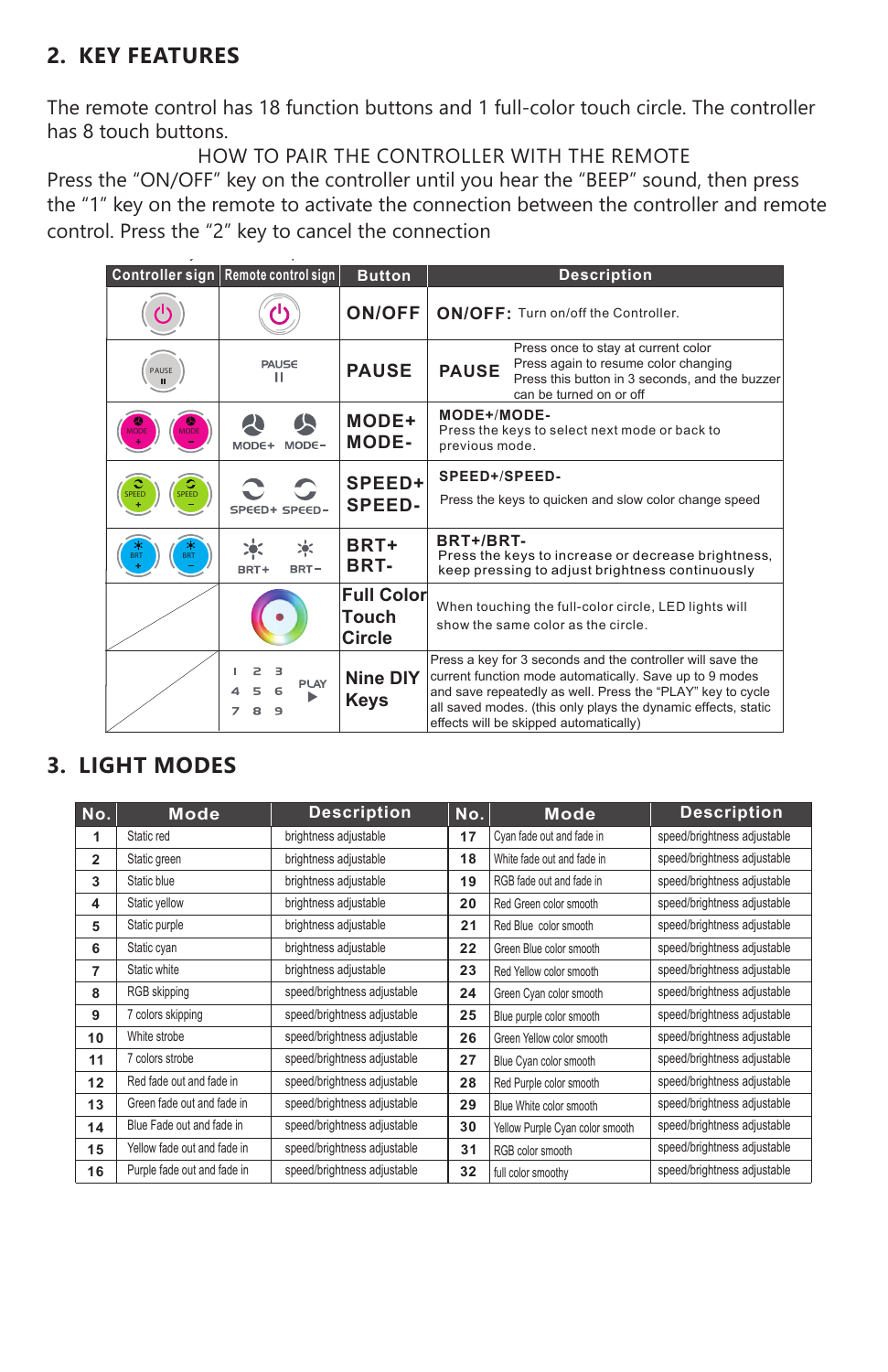## 2. KEY FEATURES

The remote control has 18 function buttons and 1 full-color touch circle. The controller has 8 touch buttons.

HOW TO PAIR THE CONTROLLER WITH THE REMOTE

Press the “ON/OFF” key on the controller until you hear the “BEEP” sound, then press the “1” key on the remote to activate the connection between the controller and remote control. Press the “2” key to cancel the connection

| Controller sign | Remote control sign | Button | Description |
|---|---|---|---|
| | | ON/OFF | **ON/OFF:** Turn on/off the Controller. |
| PAUSE II | PAUSE II | PAUSE | **PAUSE** Press once to stay at current color. Press again to resume color changing. Press this button in 3 seconds, and the buzzer can be turned on or off |
| MODE + / MODE – | MODE+ MODE- | MODE+ MODE- | **MODE+/MODE-** Press the keys to select next mode or back to previous mode. |
| SPEED + / SPEED – | SPEED+ SPEED- | SPEED+ SPEED- | **SPEED+/SPEED-** Press the keys to quicken and slow color change speed |
| BRT + / BRT – | BRT+ BRT- | BRT+ BRT- | **BRT+/BRT-** Press the keys to increase or decrease brightness, keep pressing to adjust brightness continuously |
| | | Full Color Touch Circle | When touching the full-color circle, LED lights will show the same color as the circle. |
| | 1 2 3 4 5 6 7 8 9 PLAY ▶ | Nine DIY Keys | Press a key for 3 seconds and the controller will save the current function mode automatically. Save up to 9 modes and save repeatedly as well. Press the “PLAY” key to cycle all saved modes. (this only plays the dynamic effects, static effects will be skipped automatically) |

## 3. LIGHT MODES

| No. | Mode | Description | No. | Mode | Description |
|---|---|---|---|---|---|
| 1 | Static red | brightness adjustable | 17 | Cyan fade out and fade in | speed/brightness adjustable |
| 2 | Static green | brightness adjustable | 18 | White fade out and fade in | speed/brightness adjustable |
| 3 | Static blue | brightness adjustable | 19 | RGB fade out and fade in | speed/brightness adjustable |
| 4 | Static yellow | brightness adjustable | 20 | Red Green color smooth | speed/brightness adjustable |
| 5 | Static purple | brightness adjustable | 21 | Red Blue color smooth | speed/brightness adjustable |
| 6 | Static cyan | brightness adjustable | 22 | Green Blue color smooth | speed/brightness adjustable |
| 7 | Static white | brightness adjustable | 23 | Red Yellow color smooth | speed/brightness adjustable |
| 8 | RGB skipping | speed/brightness adjustable | 24 | Green Cyan color smooth | speed/brightness adjustable |
| 9 | 7 colors skipping | speed/brightness adjustable | 25 | Blue purple color smooth | speed/brightness adjustable |
| 10 | White strobe | speed/brightness adjustable | 26 | Green Yellow color smooth | speed/brightness adjustable |
| 11 | 7 colors strobe | speed/brightness adjustable | 27 | Blue Cyan color smooth | speed/brightness adjustable |
| 12 | Red fade out and fade in | speed/brightness adjustable | 28 | Red Purple color smooth | speed/brightness adjustable |
| 13 | Green fade out and fade in | speed/brightness adjustable | 29 | Blue White color smooth | speed/brightness adjustable |
| 14 | Blue Fade out and fade in | speed/brightness adjustable | 30 | Yellow Purple Cyan color smooth | speed/brightness adjustable |
| 15 | Yellow fade out and fade in | speed/brightness adjustable | 31 | RGB color smooth | speed/brightness adjustable |
| 16 | Purple fade out and fade in | speed/brightness adjustable | 32 | full color smoothy | speed/brightness adjustable |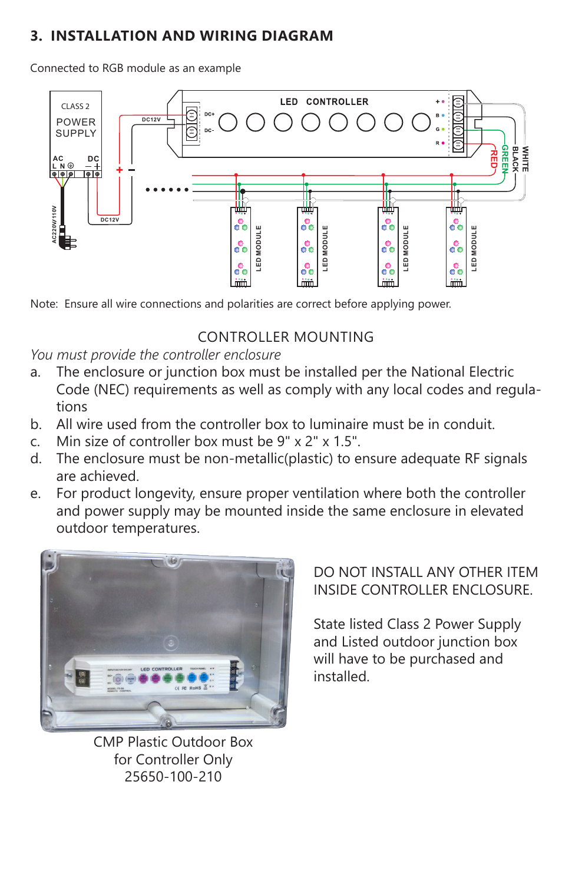## 3. INSTALLATION AND WIRING DIAGRAM

Connected to RGB module as an example

Note: Ensure all wire connections and polarities are correct before applying power.

CONTROLLER MOUNTING

*You must provide the controller enclosure*

a. The enclosure or junction box must be installed per the National Electric Code (NEC) requirements as well as comply with any local codes and regulations

b. All wire used from the controller box to luminaire must be in conduit.

c. Min size of controller box must be 9" x 2" x 1.5".

d. The enclosure must be non-metallic(plastic) to ensure adequate RF signals are achieved.

e. For product longevity, ensure proper ventilation where both the controller and power supply may be mounted inside the same enclosure in elevated outdoor temperatures.

CMP Plastic Outdoor Box
for Controller Only
25650-100-210

DO NOT INSTALL ANY OTHER ITEM INSIDE CONTROLLER ENCLOSURE.

State listed Class 2 Power Supply and Listed outdoor junction box will have to be purchased and installed.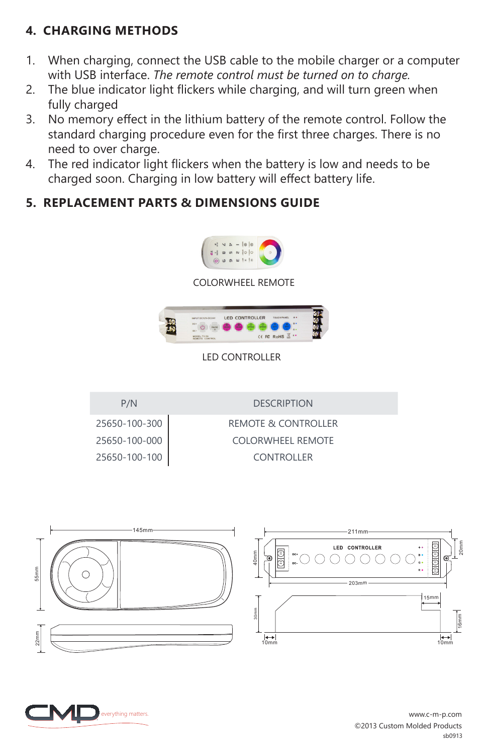## 4. CHARGING METHODS

1. When charging, connect the USB cable to the mobile charger or a computer with USB interface. *The remote control must be turned on to charge.*
2. The blue indicator light flickers while charging, and will turn green when fully charged
3. No memory effect in the lithium battery of the remote control. Follow the standard charging procedure even for the first three charges. There is no need to over charge.
4. The red indicator light flickers when the battery is low and needs to be charged soon. Charging in low battery will effect battery life.

## 5. REPLACEMENT PARTS & DIMENSIONS GUIDE

COLORWHEEL REMOTE

LED CONTROLLER

| P/N | DESCRIPTION |
|---|---|
| 25650-100-300 | REMOTE & CONTROLLER |
| 25650-100-000 | COLORWHEEL REMOTE |
| 25650-100-100 | CONTROLLER |

145mm
55mm
22mm

211mm
40mm
20mm
203mm
LED CONTROLLER
30mm
15mm
16mm
10mm
10mm

everything matters.

www.c-m-p.com
©2013 Custom Molded Products
sb0913